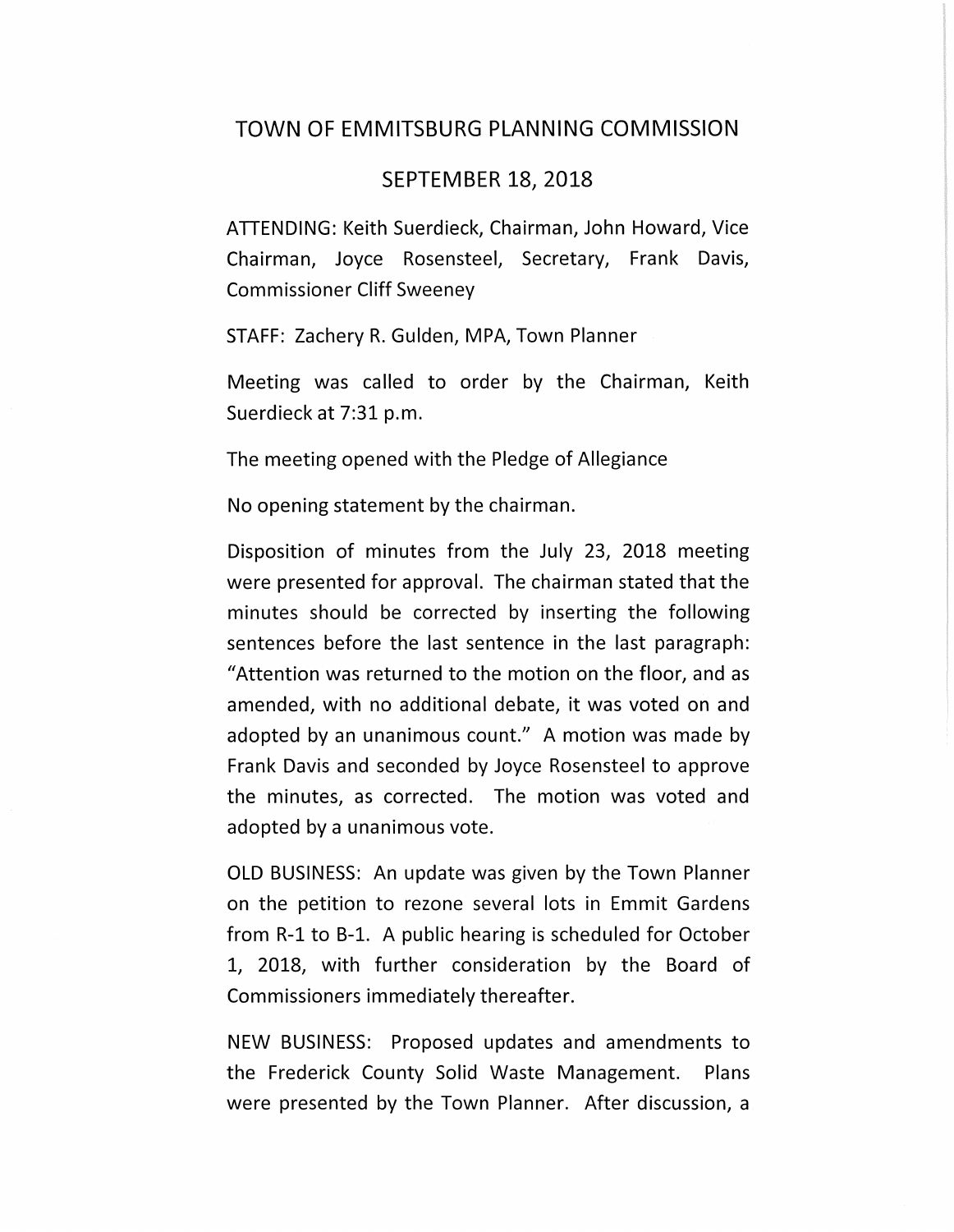# TOWN OF EMMITSBURG PLANNING COMMISSION

## SEPTEMBER 18, 2018

ATTENDING: Keith Suerdieck, Chairman, John Howard, Vice Chairman, Joyce Rosensteel, Secretary, Frank Davis, Commissioner Cliff Sweeney

STAFF: Zachery R. Gulden, MPA, Town Planner

Meeting was called to order by the Chairman, Keith Suerdieck at 7:31 p.m.

The meeting opened with the Pledge of Allegiance

No opening statement by the chairman.

Disposition of minutes from the July 23, 2018 meeting were presented for approval. The chairman stated that the minutes should be corrected by inserting the following sentences before the last sentence in the last paragraph: "Attention was returned to the motion on the floor, and as amended, with no additional debate, it was voted on and adopted by an unanimous count." A motion was made by Frank Davis and seconded by Joyce Rosensteel to approve the minutes, as corrected. The motion was voted and adopted by a unanimous vote.

OLD BUSINESS: An update was given by the Town Planner on the petition to rezone several lots in Emmit Gardens from R-1 to B-1. A public hearing is scheduled for October 1, 2018, with further consideration by the Board of Commissioners immediately thereafter.

NEW BUSINESS: Proposed updates and amendments to the Frederick County Solid Waste Management. Plans were presented by the Town Planner. After discussion, a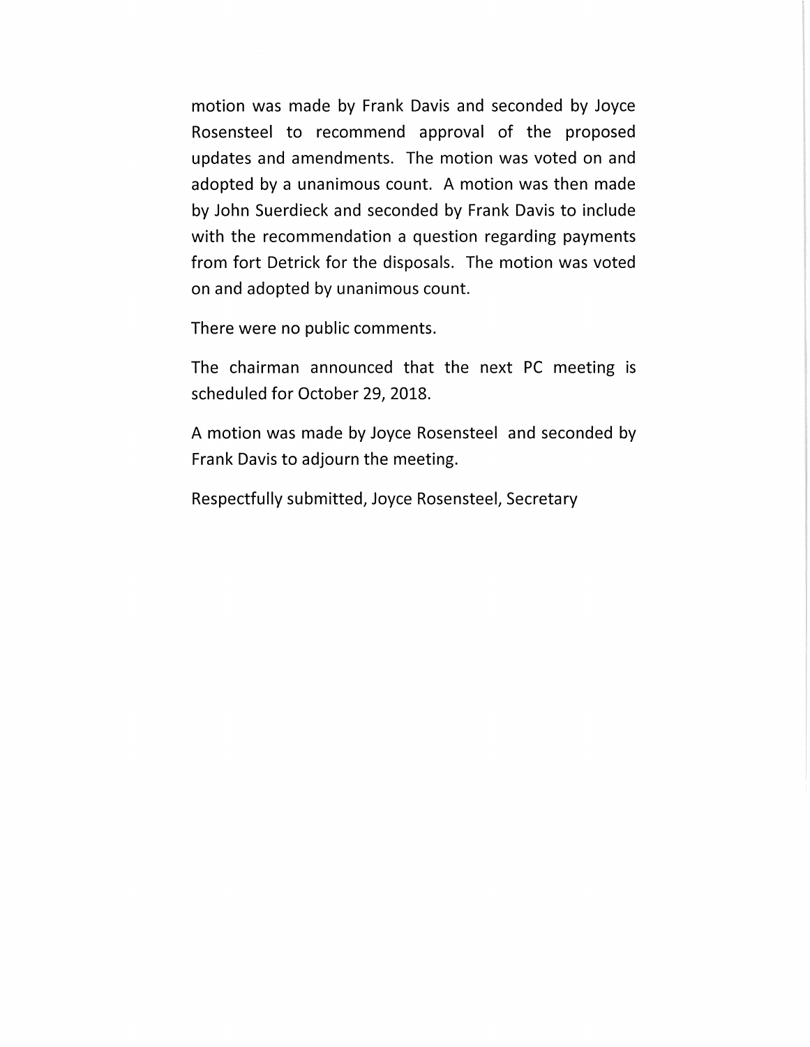motion was made by Frank Davis and seconded by Joyce Rosensteel to recommend approval of the proposed updates and amendments. The motion was voted on and adopted by a unanimous count. A motion was then made by John Suerdieck and seconded by Frank Davis to include with the recommendation a question regarding payments from fort Detrick for the disposals. The motion was voted on and adopted by unanimous count.

There were no public comments.

The chairman announced that the next PC meeting is scheduled for October 29, 2018.

A motion was made by Joyce Rosensteel and seconded by Frank Davis to adjourn the meeting.

Respectfully submitted, Joyce Rosensteel, Secretary